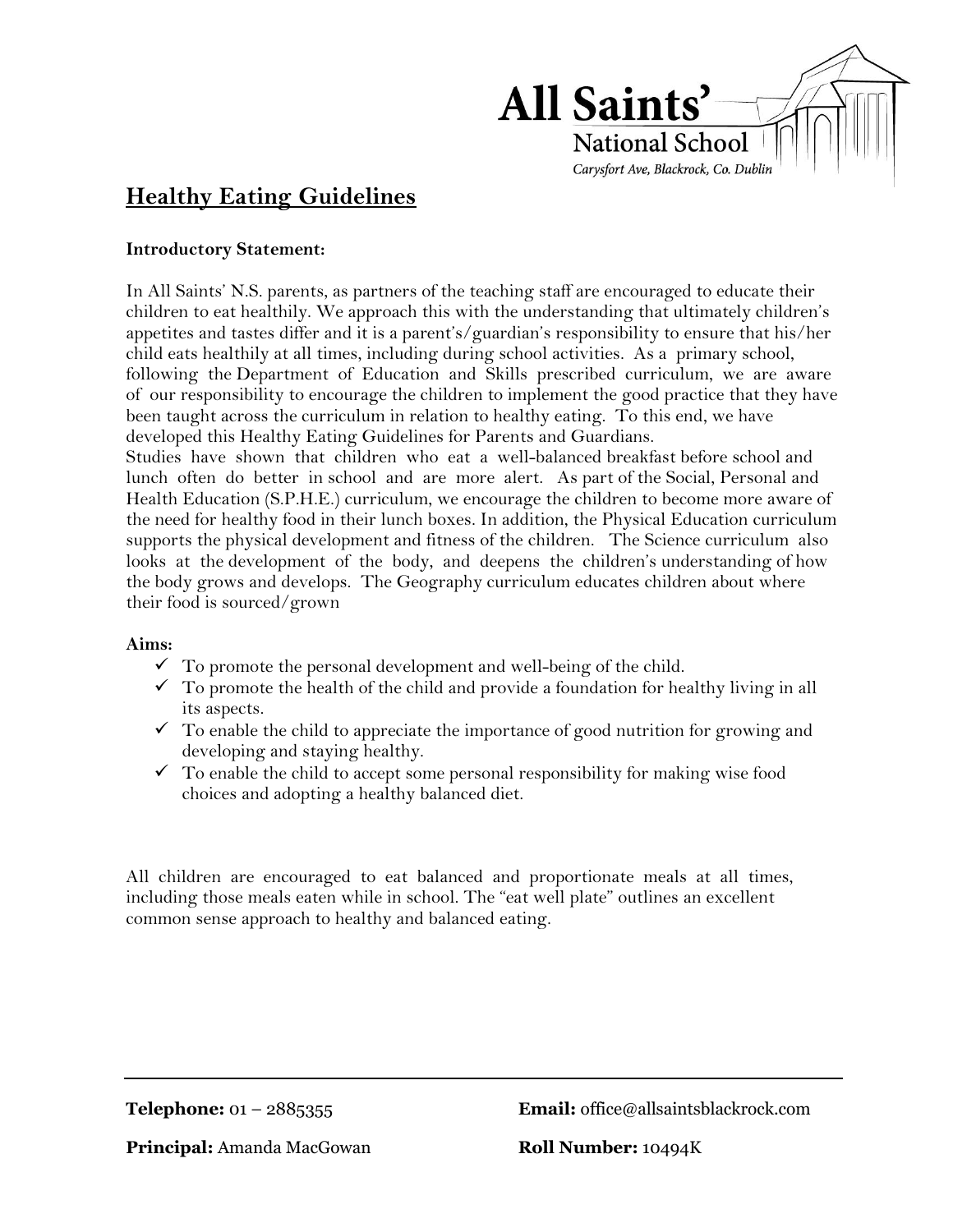All Saints' National School

Carysfort Ave, Blackrock, Co. Dublin

## Healthy Eating Guidelines

**Introductory Statement:**

In All Saints' N.S. parents, as partners of the teaching staff are encouraged to educate their children to eat healthily. We approach this with the understanding that ultimately children's appetites and tastes differ and it is a parent's/guardian's responsibility to ensure that his/her child eats healthily at all times, including during school activities. As a primary school, following the Department of Education and Skills prescribed curriculum, we are aware of our responsibility to encourage the children to implement the good practice that they have been taught across the curriculum in relation to healthy eating. To this end, we have developed this Healthy Eating Guidelines for Parents and Guardians.

Studies have shown that children who eat a well-balanced breakfast before school and lunch often do better in school and are more alert. As part of the Social, Personal and Health Education (S.P.H.E.) curriculum, we encourage the children to become more aware of the need for healthy food in their lunch boxes. In addition, the Physical Education curriculum supports the physical development and fitness of the children. The Science curriculum also looks at the development of the body, and deepens the children's understanding of how the body grows and develops. The Geography curriculum educates children about where their food is sourced/grown

**Aims:**

- ✓ To promote the personal development and well-being of the child.
- ✓ To promote the health of the child and provide a foundation for healthy living in all its aspects.
- ✓ To enable the child to appreciate the importance of good nutrition for growing and developing and staying healthy.
- ✓ To enable the child to accept some personal responsibility for making wise food choices and adopting a healthy balanced diet.

All children are encouraged to eat balanced and proportionate meals at all times, including those meals eaten while in school. The "eat well plate" outlines an excellent common sense approach to healthy and balanced eating.

**Telephone:** 01 – 2885355 **Email:** office@allsaintsblackrock.com

**Principal:** Amanda MacGowan **Roll Number:** 10494K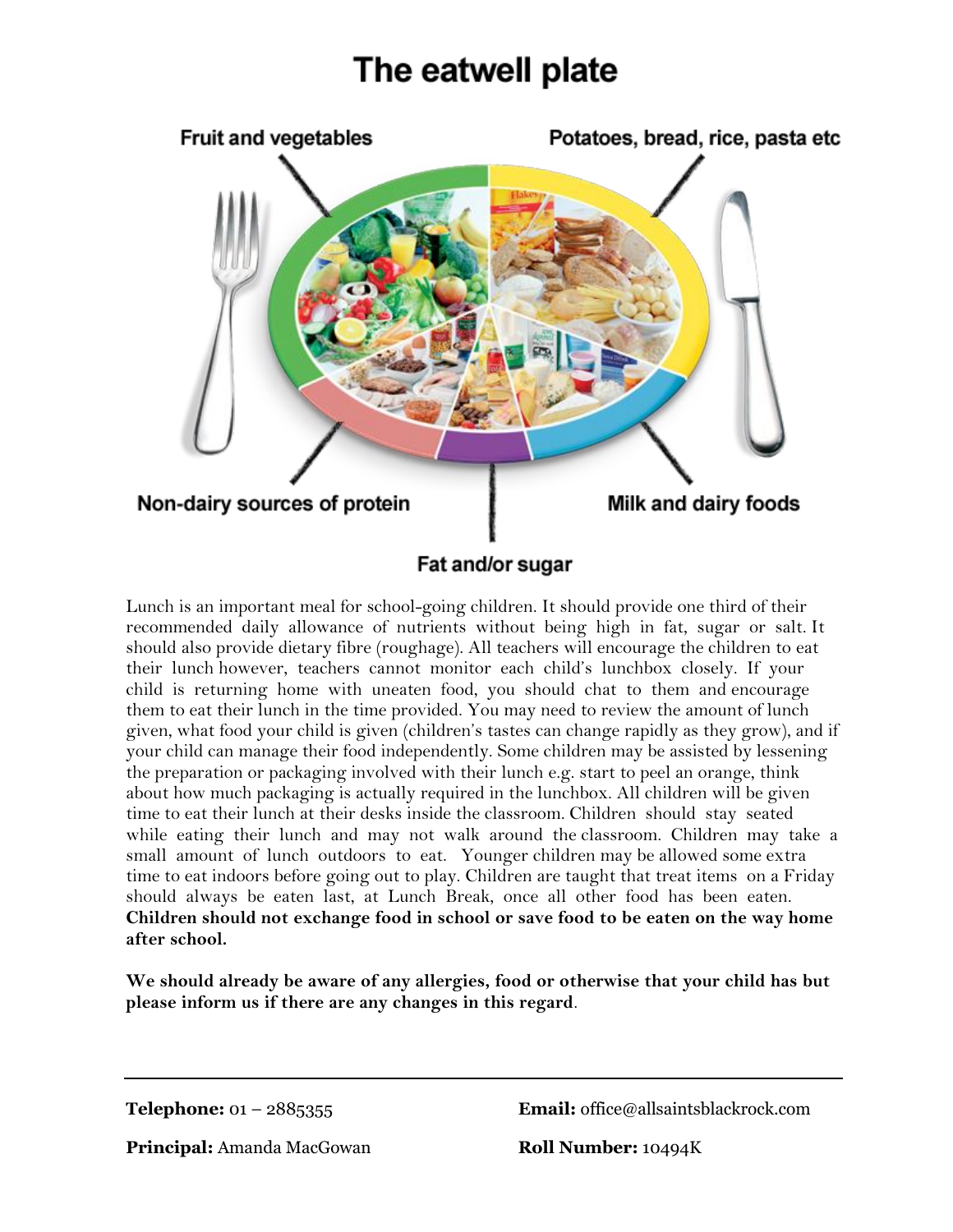# The eatwell plate

Fruit and vegetables

Potatoes, bread, rice, pasta etc

Non-dairy sources of protein

Milk and dairy foods

Fat and/or sugar

Lunch is an important meal for school-going children. It should provide one third of their recommended daily allowance of nutrients without being high in fat, sugar or salt. It should also provide dietary fibre (roughage). All teachers will encourage the children to eat their lunch however, teachers cannot monitor each child's lunchbox closely. If your child is returning home with uneaten food, you should chat to them and encourage them to eat their lunch in the time provided. You may need to review the amount of lunch given, what food your child is given (children's tastes can change rapidly as they grow), and if your child can manage their food independently. Some children may be assisted by lessening the preparation or packaging involved with their lunch e.g. start to peel an orange, think about how much packaging is actually required in the lunchbox. All children will be given time to eat their lunch at their desks inside the classroom. Children should stay seated while eating their lunch and may not walk around the classroom. Children may take a small amount of lunch outdoors to eat. Younger children may be allowed some extra time to eat indoors before going out to play. Children are taught that treat items on a Friday should always be eaten last, at Lunch Break, once all other food has been eaten. **Children should not exchange food in school or save food to be eaten on the way home after school.**

**We should already be aware of any allergies, food or otherwise that your child has but please inform us if there are any changes in this regard**.

---

**Telephone:** 01 – 2885355

**Email:** office@allsaintsblackrock.com

**Principal:** Amanda MacGowan

**Roll Number:** 10494K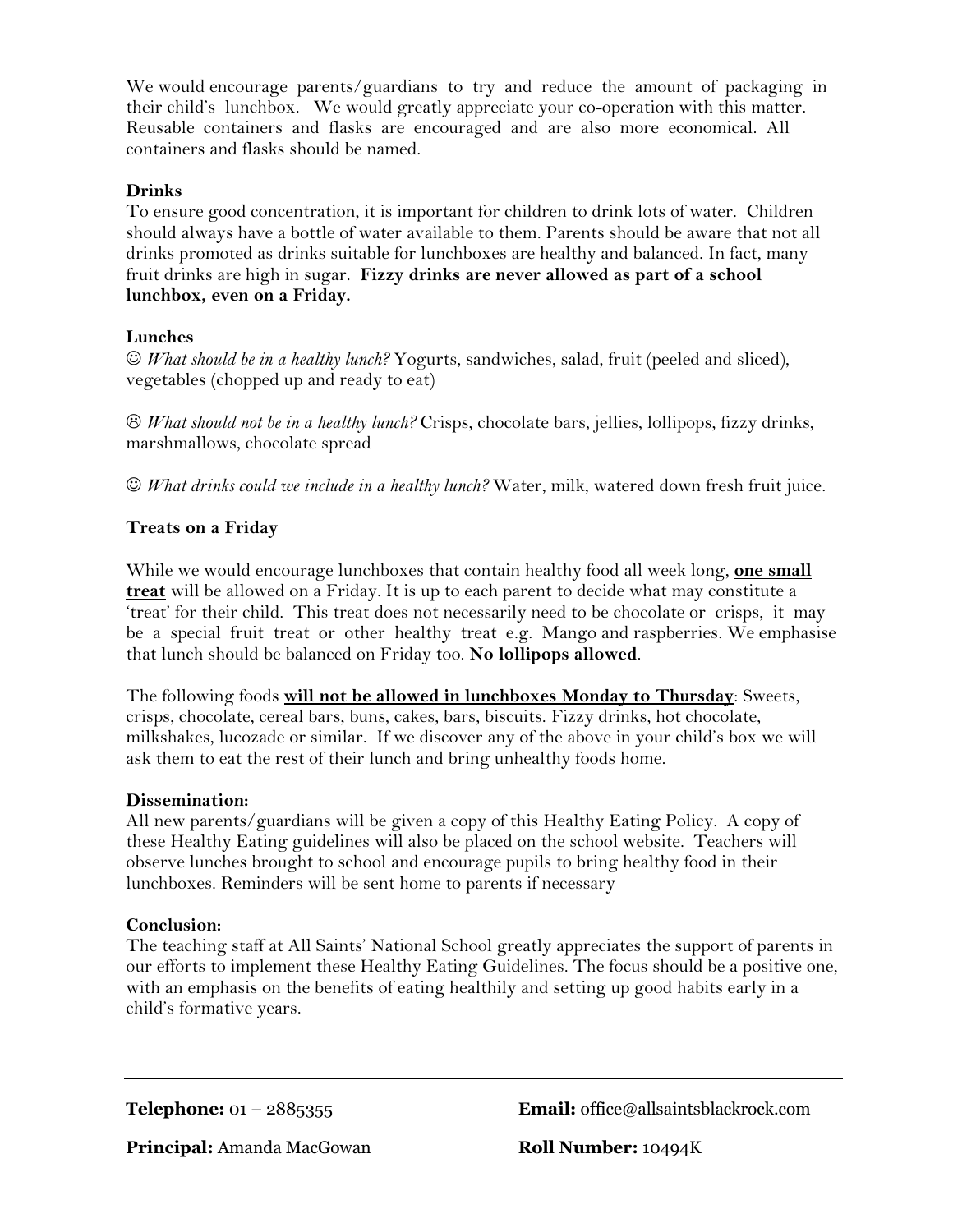We would encourage parents/guardians to try and reduce the amount of packaging in their child's lunchbox. We would greatly appreciate your co-operation with this matter. Reusable containers and flasks are encouraged and are also more economical. All containers and flasks should be named.

**Drinks**

To ensure good concentration, it is important for children to drink lots of water. Children should always have a bottle of water available to them. Parents should be aware that not all drinks promoted as drinks suitable for lunchboxes are healthy and balanced. In fact, many fruit drinks are high in sugar. **Fizzy drinks are never allowed as part of a school lunchbox, even on a Friday.**

**Lunches**

☺ *What should be in a healthy lunch?* Yogurts, sandwiches, salad, fruit (peeled and sliced), vegetables (chopped up and ready to eat)

☹ *What should not be in a healthy lunch?* Crisps, chocolate bars, jellies, lollipops, fizzy drinks, marshmallows, chocolate spread

☺ *What drinks could we include in a healthy lunch?* Water, milk, watered down fresh fruit juice.

**Treats on a Friday**

While we would encourage lunchboxes that contain healthy food all week long, **one small treat** will be allowed on a Friday. It is up to each parent to decide what may constitute a 'treat' for their child. This treat does not necessarily need to be chocolate or crisps, it may be a special fruit treat or other healthy treat e.g. Mango and raspberries. We emphasise that lunch should be balanced on Friday too. **No lollipops allowed**.

The following foods **will not be allowed in lunchboxes Monday to Thursday**: Sweets, crisps, chocolate, cereal bars, buns, cakes, bars, biscuits. Fizzy drinks, hot chocolate, milkshakes, lucozade or similar. If we discover any of the above in your child's box we will ask them to eat the rest of their lunch and bring unhealthy foods home.

**Dissemination:**

All new parents/guardians will be given a copy of this Healthy Eating Policy. A copy of these Healthy Eating guidelines will also be placed on the school website. Teachers will observe lunches brought to school and encourage pupils to bring healthy food in their lunchboxes. Reminders will be sent home to parents if necessary

**Conclusion:**

The teaching staff at All Saints' National School greatly appreciates the support of parents in our efforts to implement these Healthy Eating Guidelines. The focus should be a positive one, with an emphasis on the benefits of eating healthily and setting up good habits early in a child's formative years.

**Telephone:** 01 – 2885355
**Email:** office@allsaintsblackrock.com

**Principal:** Amanda MacGowan
**Roll Number:** 10494K